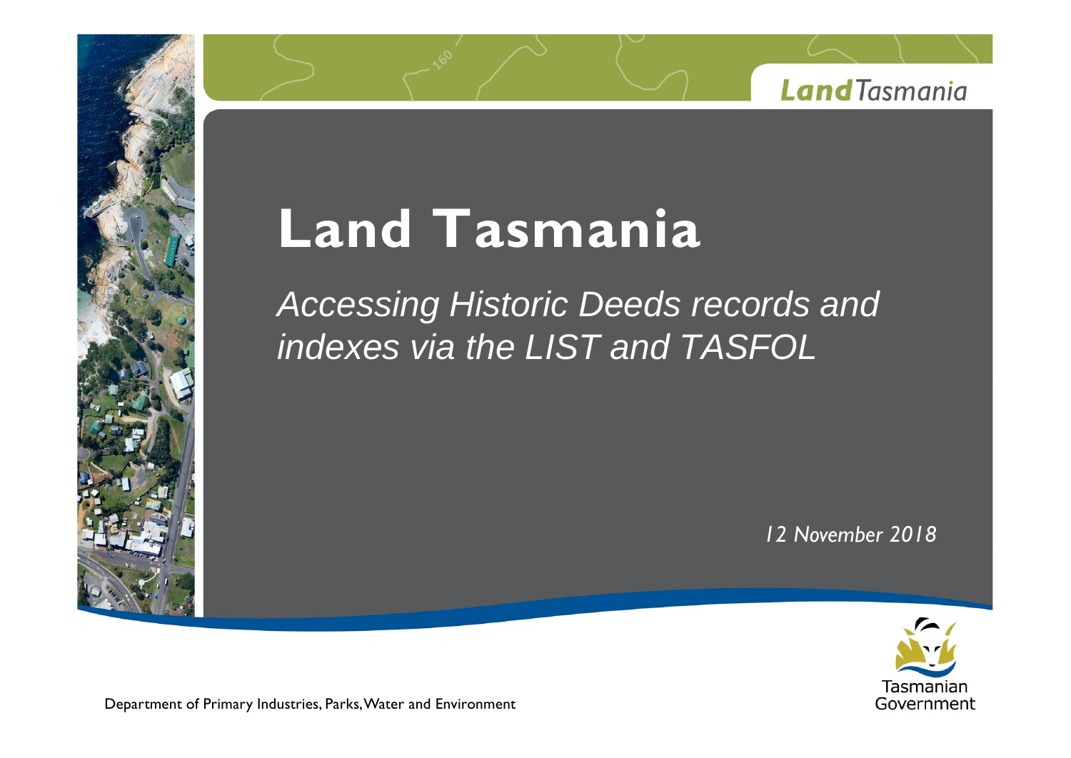# Land Tasmania

*Accessing Historic Deeds records and indexes via the LIST and TASFOL*

*12 November 2018*

Department of Primary Industries, Parks, Water and Environment

Tasmanian Government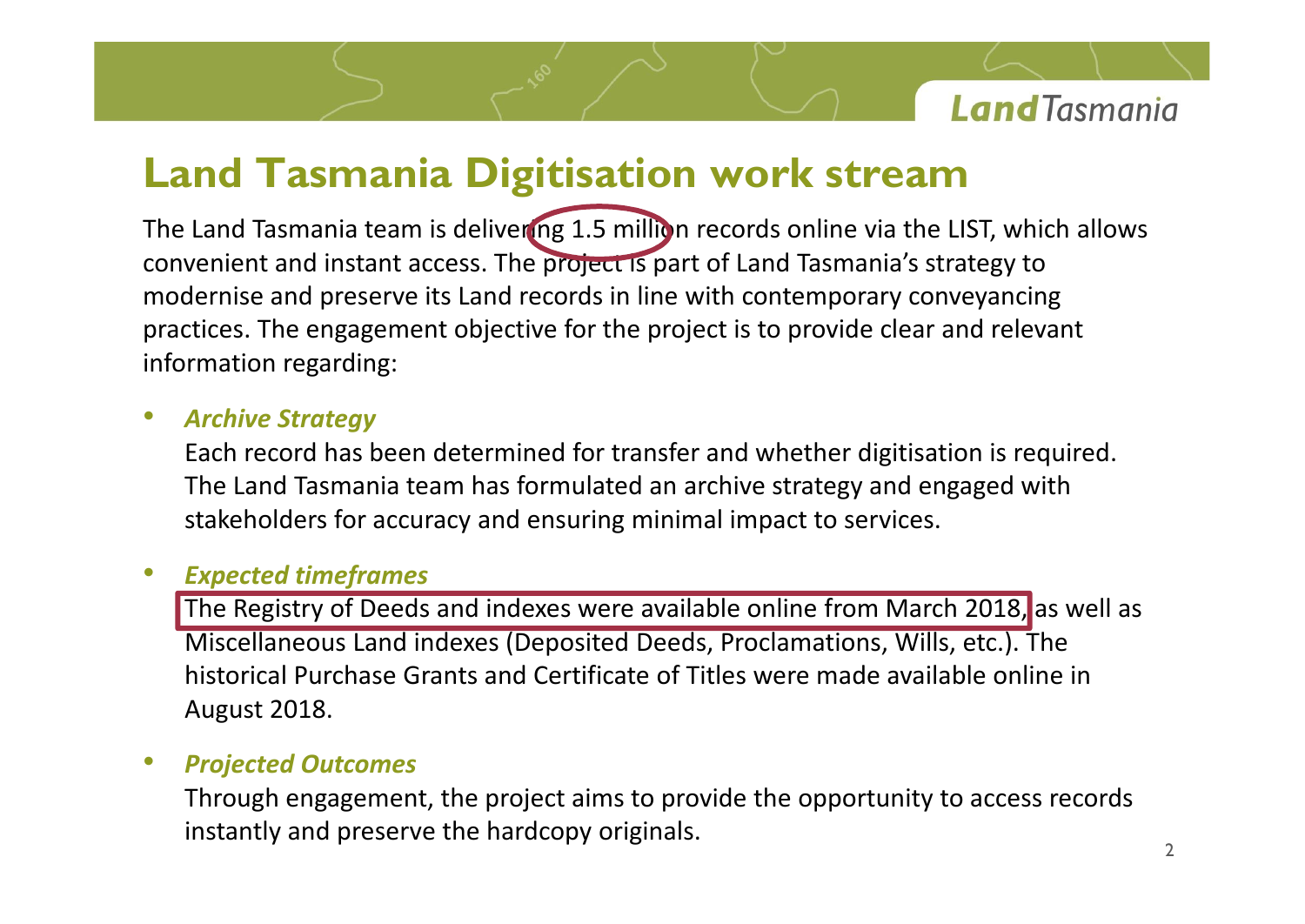# Land Tasmania Digitisation work stream

The Land Tasmania team is delivering 1.5 million records online via the LIST, which allows convenient and instant access. The project is part of Land Tasmania's strategy to modernise and preserve its Land records in line with contemporary conveyancing practices. The engagement objective for the project is to provide clear and relevant information regarding:

- ***Archive Strategy***

  Each record has been determined for transfer and whether digitisation is required. The Land Tasmania team has formulated an archive strategy and engaged with stakeholders for accuracy and ensuring minimal impact to services.

- ***Expected timeframes***

  The Registry of Deeds and indexes were available online from March 2018, as well as Miscellaneous Land indexes (Deposited Deeds, Proclamations, Wills, etc.). The historical Purchase Grants and Certificate of Titles were made available online in August 2018.

- ***Projected Outcomes***

  Through engagement, the project aims to provide the opportunity to access records instantly and preserve the hardcopy originals.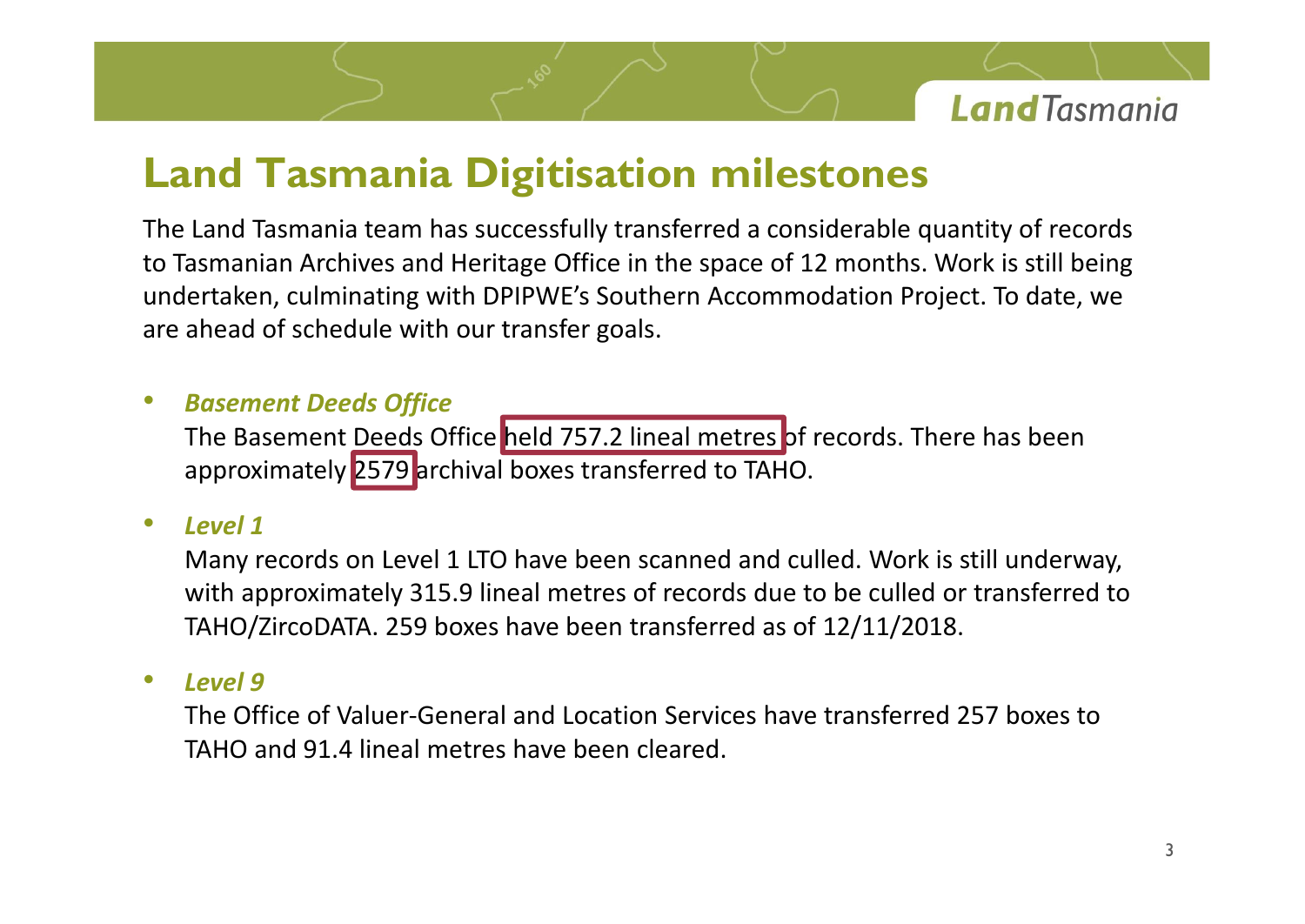# Land Tasmania Digitisation milestones

The Land Tasmania team has successfully transferred a considerable quantity of records to Tasmanian Archives and Heritage Office in the space of 12 months. Work is still being undertaken, culminating with DPIPWE's Southern Accommodation Project. To date, we are ahead of schedule with our transfer goals.

- ***Basement Deeds Office***
  The Basement Deeds Office held 757.2 lineal metres of records. There has been approximately 2579 archival boxes transferred to TAHO.

- ***Level 1***
  Many records on Level 1 LTO have been scanned and culled. Work is still underway, with approximately 315.9 lineal metres of records due to be culled or transferred to TAHO/ZircoDATA. 259 boxes have been transferred as of 12/11/2018.

- ***Level 9***
  The Office of Valuer-General and Location Services have transferred 257 boxes to TAHO and 91.4 lineal metres have been cleared.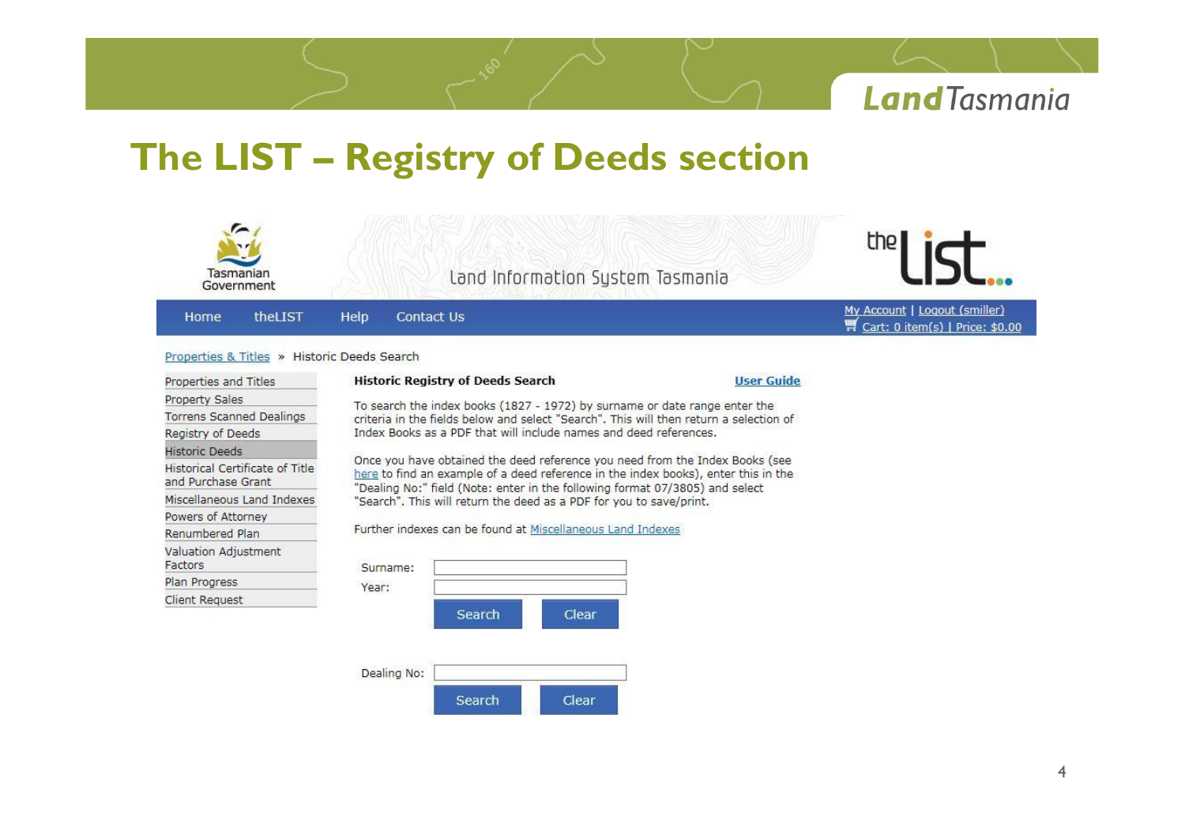# The LIST – Registry of Deeds section

Tasmanian Government

Land Information System Tasmania

the list

Home | theLIST | Help | Contact Us

My Account | Logout (smiller)

Cart: 0 item(s) | Price: $0.00

Properties & Titles » Historic Deeds Search

- Properties and Titles
- Property Sales
- Torrens Scanned Dealings
- Registry of Deeds
- Historic Deeds
- Historical Certificate of Title and Purchase Grant
- Miscellaneous Land Indexes
- Powers of Attorney
- Renumbered Plan
- Valuation Adjustment Factors
- Plan Progress
- Client Request

**Historic Registry of Deeds Search** — User Guide

To search the index books (1827 - 1972) by surname or date range enter the criteria in the fields below and select "Search". This will then return a selection of Index Books as a PDF that will include names and deed references.

Once you have obtained the deed reference you need from the Index Books (see here to find an example of a deed reference in the index books), enter this in the "Dealing No:" field (Note: enter in the following format 07/3805) and select "Search". This will return the deed as a PDF for you to save/print.

Further indexes can be found at Miscellaneous Land Indexes

Surname:

Year:

Search | Clear

Dealing No:

Search | Clear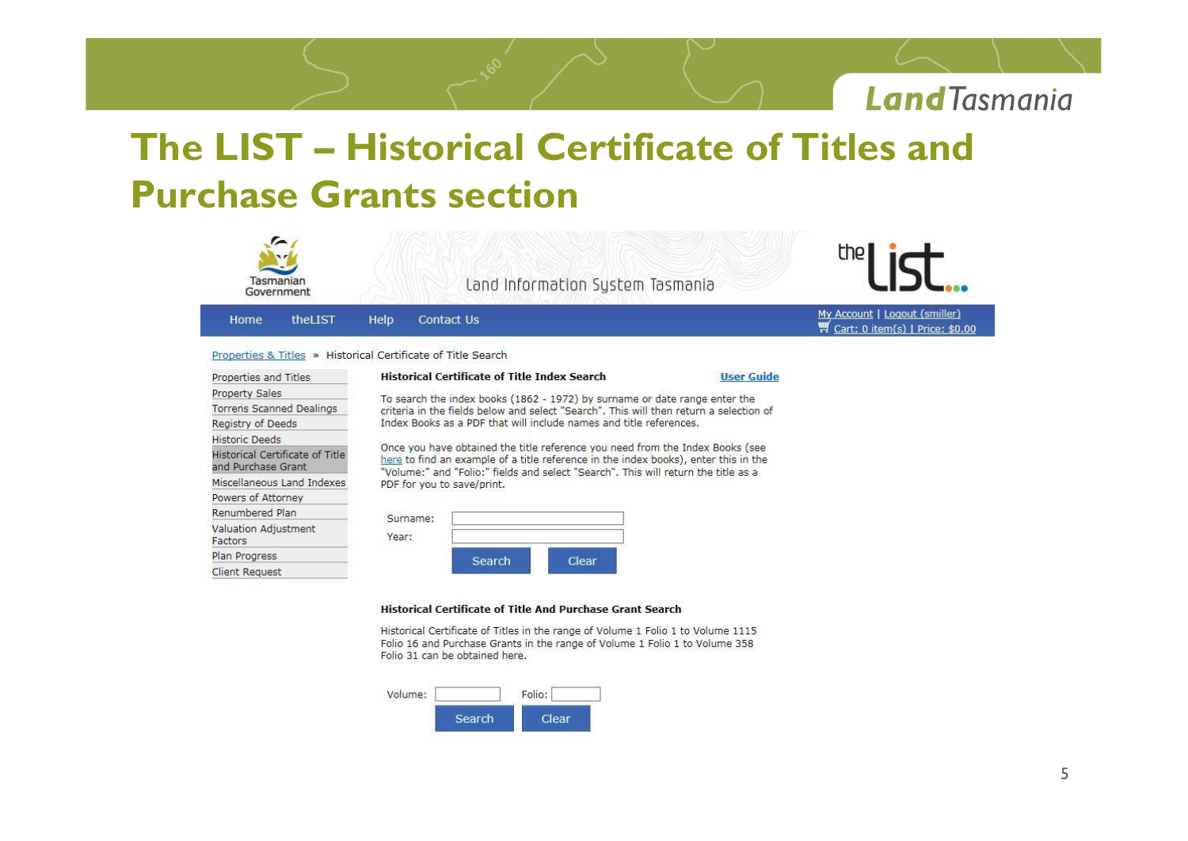# The LIST – Historical Certificate of Titles and Purchase Grants section

Tasmanian Government

Land Information System Tasmania

the list...

Home | theLIST | Help | Contact Us

My Account | Logout (smiller)
Cart: 0 item(s) | Price: $0.00

Properties & Titles » Historical Certificate of Title Search

- Properties and Titles
- Property Sales
- Torrens Scanned Dealings
- Registry of Deeds
- Historic Deeds
- Historical Certificate of Title and Purchase Grant
- Miscellaneous Land Indexes
- Powers of Attorney
- Renumbered Plan
- Valuation Adjustment Factors
- Plan Progress
- Client Request

**Historical Certificate of Title Index Search** **User Guide**

To search the index books (1862 - 1972) by surname or date range enter the criteria in the fields below and select "Search". This will then return a selection of Index Books as a PDF that will include names and title references.

Once you have obtained the title reference you need from the Index Books (see here to find an example of a title reference in the index books), enter this in the "Volume:" and "Folio:" fields and select "Search". This will return the title as a PDF for you to save/print.

Surname:
Year:
Search | Clear

**Historical Certificate of Title And Purchase Grant Search**

Historical Certificate of Titles in the range of Volume 1 Folio 1 to Volume 1115 Folio 16 and Purchase Grants in the range of Volume 1 Folio 1 to Volume 358 Folio 31 can be obtained here.

Volume: Folio:
Search | Clear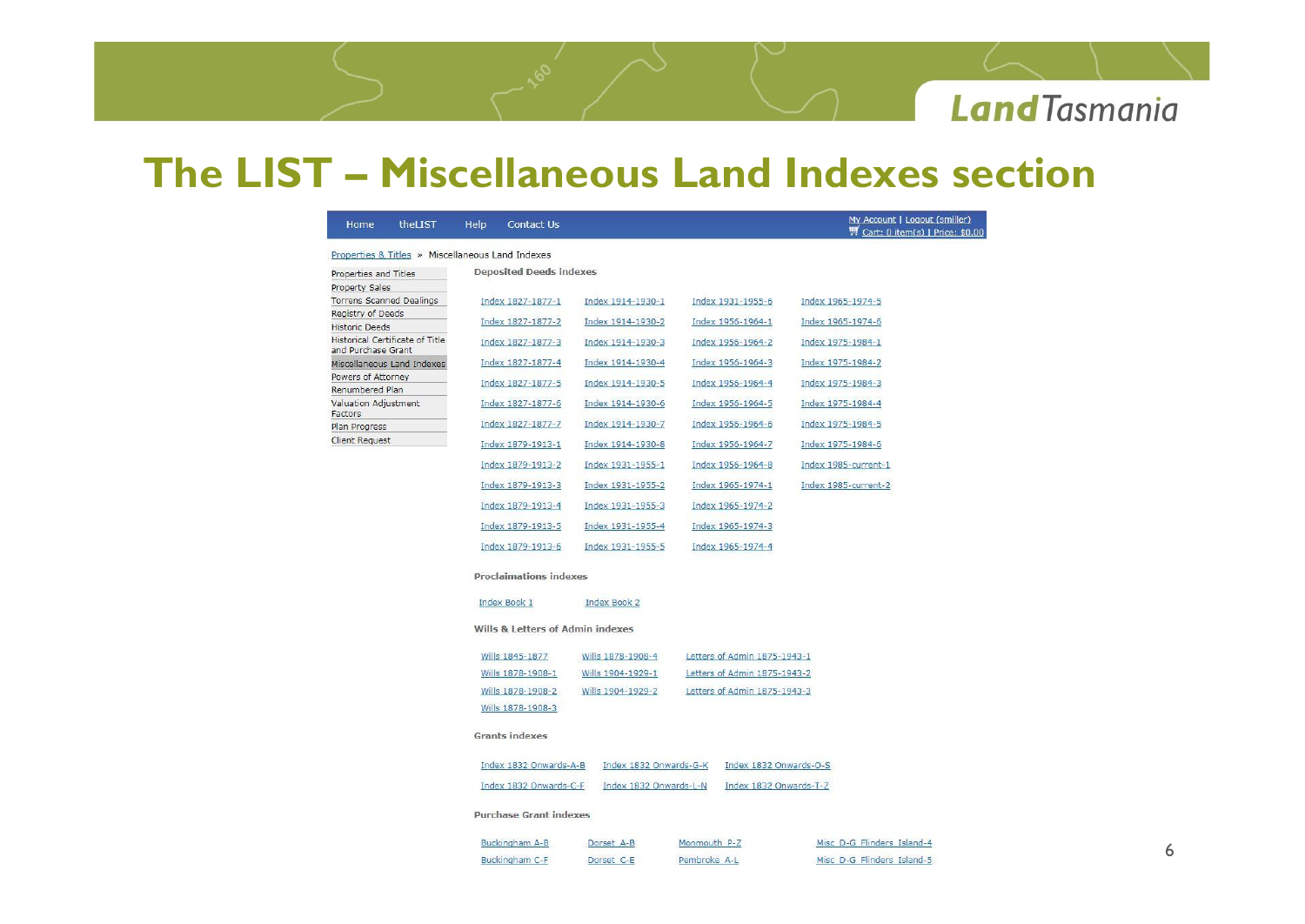# The LIST – Miscellaneous Land Indexes section

Home | theLIST | Help | Contact Us

My Account | Logout (smiller)
Cart: 0 item(s) | Price: $0.00

Properties & Titles » Miscellaneous Land Indexes

- Properties and Titles
- Property Sales
- Torrens Scanned Dealings
- Registry of Deeds
- Historic Deeds
- Historical Certificate of Title and Purchase Grant
- Miscellaneous Land Indexes
- Powers of Attorney
- Renumbered Plan
- Valuation Adjustment Factors
- Plan Progress
- Client Request

**Deposited Deeds indexes**

| | | | |
|---|---|---|---|
| Index 1827-1877-1 | Index 1914-1930-1 | Index 1931-1955-6 | Index 1965-1974-5 |
| Index 1827-1877-2 | Index 1914-1930-2 | Index 1956-1964-1 | Index 1965-1974-6 |
| Index 1827-1877-3 | Index 1914-1930-3 | Index 1956-1964-2 | Index 1975-1984-1 |
| Index 1827-1877-4 | Index 1914-1930-4 | Index 1956-1964-3 | Index 1975-1984-2 |
| Index 1827-1877-5 | Index 1914-1930-5 | Index 1956-1964-4 | Index 1975-1984-3 |
| Index 1827-1877-6 | Index 1914-1930-6 | Index 1956-1964-5 | Index 1975-1984-4 |
| Index 1827-1877-7 | Index 1914-1930-7 | Index 1956-1964-6 | Index 1975-1984-5 |
| Index 1879-1913-1 | Index 1914-1930-8 | Index 1956-1964-7 | Index 1975-1984-6 |
| Index 1879-1913-2 | Index 1931-1955-1 | Index 1956-1964-8 | Index 1985-current-1 |
| Index 1879-1913-3 | Index 1931-1955-2 | Index 1965-1974-1 | Index 1985-current-2 |
| Index 1879-1913-4 | Index 1931-1955-3 | Index 1965-1974-2 | |
| Index 1879-1913-5 | Index 1931-1955-4 | Index 1965-1974-3 | |
| Index 1879-1913-6 | Index 1931-1955-5 | Index 1965-1974-4 | |

**Proclaimations indexes**

| | |
|---|---|
| Index Book 1 | Index Book 2 |

**Wills & Letters of Admin indexes**

| | | |
|---|---|---|
| Wills 1845-1877 | Wills 1878-1908-4 | Letters of Admin 1875-1943-1 |
| Wills 1878-1908-1 | Wills 1904-1929-1 | Letters of Admin 1875-1943-2 |
| Wills 1878-1908-2 | Wills 1904-1929-2 | Letters of Admin 1875-1943-3 |
| Wills 1878-1908-3 | | |

**Grants indexes**

| | | |
|---|---|---|
| Index 1832 Onwards-A-B | Index 1832 Onwards-G-K | Index 1832 Onwards-O-S |
| Index 1832 Onwards-C-F | Index 1832 Onwards-L-N | Index 1832 Onwards-T-Z |

**Purchase Grant indexes**

| | | | |
|---|---|---|---|
| Buckingham A-B | Dorset A-B | Monmouth P-Z | Misc D-G Flinders Island-4 |
| Buckingham C-F | Dorset C-E | Pembroke A-L | Misc D-G Flinders Island-5 |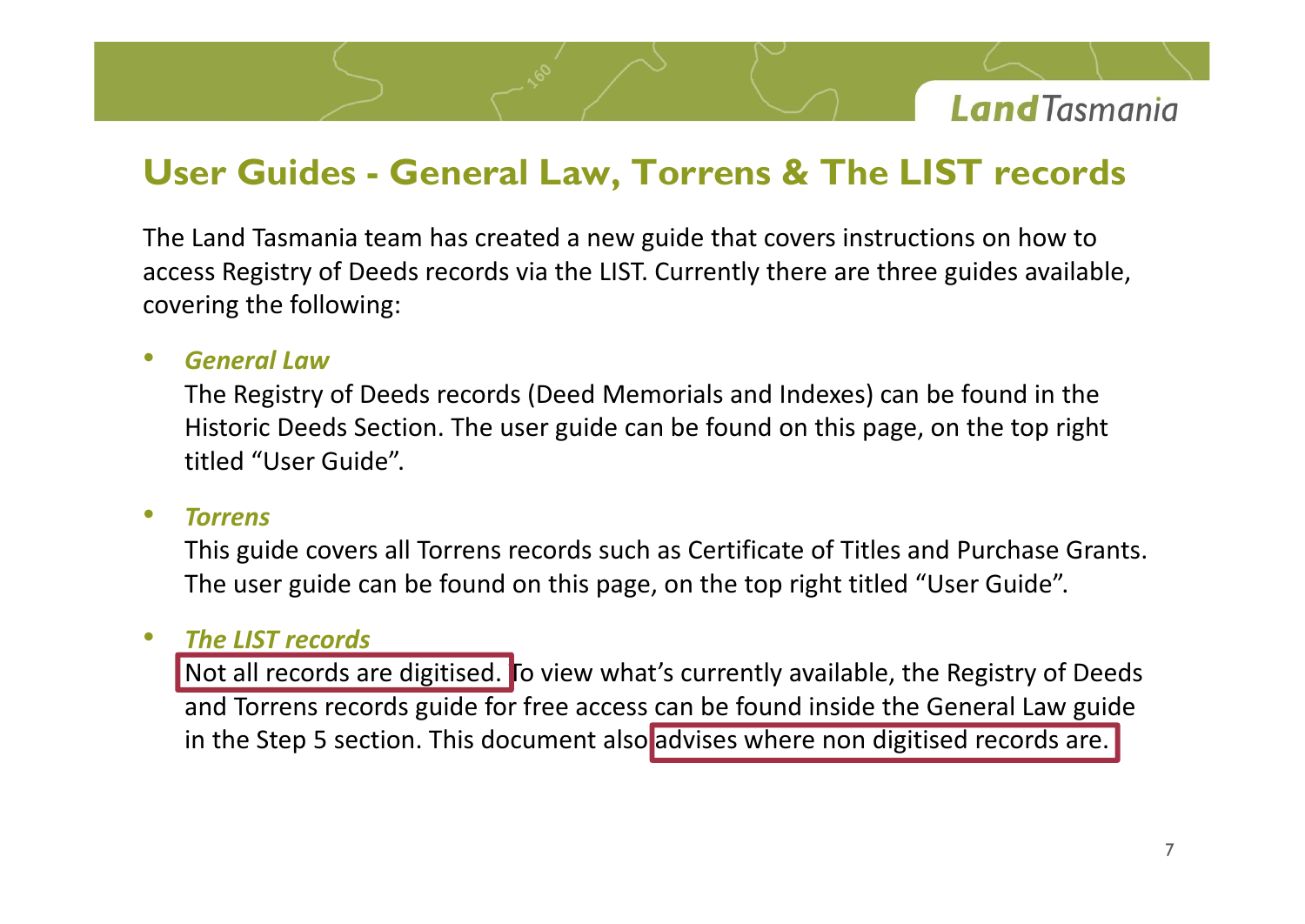## User Guides - General Law, Torrens & The LIST records

The Land Tasmania team has created a new guide that covers instructions on how to access Registry of Deeds records via the LIST. Currently there are three guides available, covering the following:

- ***General Law***

  The Registry of Deeds records (Deed Memorials and Indexes) can be found in the Historic Deeds Section. The user guide can be found on this page, on the top right titled "User Guide".

- ***Torrens***

  This guide covers all Torrens records such as Certificate of Titles and Purchase Grants. The user guide can be found on this page, on the top right titled "User Guide".

- ***The LIST records***

  Not all records are digitised. To view what's currently available, the Registry of Deeds and Torrens records guide for free access can be found inside the General Law guide in the Step 5 section. This document also advises where non digitised records are.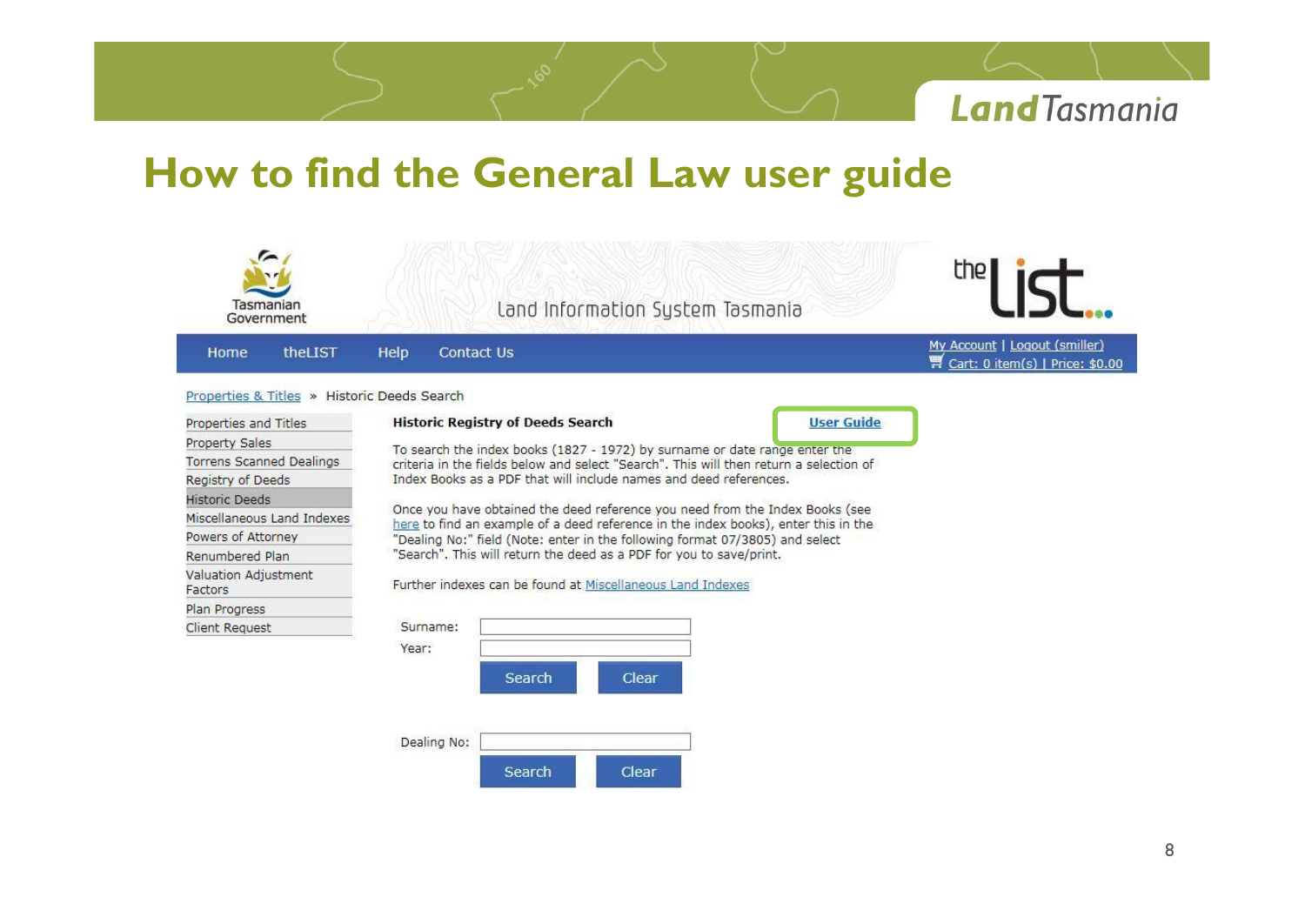# How to find the General Law user guide

Tasmanian Government

Land Information System Tasmania

theLIST

Home | theLIST | Help | Contact Us

My Account | Logout (smiller)
Cart: 0 item(s) | Price: $0.00

Properties & Titles » Historic Deeds Search

- Properties and Titles
- Property Sales
- Torrens Scanned Dealings
- Registry of Deeds
- Historic Deeds
- Miscellaneous Land Indexes
- Powers of Attorney
- Renumbered Plan
- Valuation Adjustment Factors
- Plan Progress
- Client Request

**Historic Registry of Deeds Search**

User Guide

To search the index books (1827 - 1972) by surname or date range enter the criteria in the fields below and select "Search". This will then return a selection of Index Books as a PDF that will include names and deed references.

Once you have obtained the deed reference you need from the Index Books (see here to find an example of a deed reference in the index books), enter this in the "Dealing No:" field (Note: enter in the following format 07/3805) and select "Search". This will return the deed as a PDF for you to save/print.

Further indexes can be found at Miscellaneous Land Indexes

Surname:

Year:

Search | Clear

Dealing No:

Search | Clear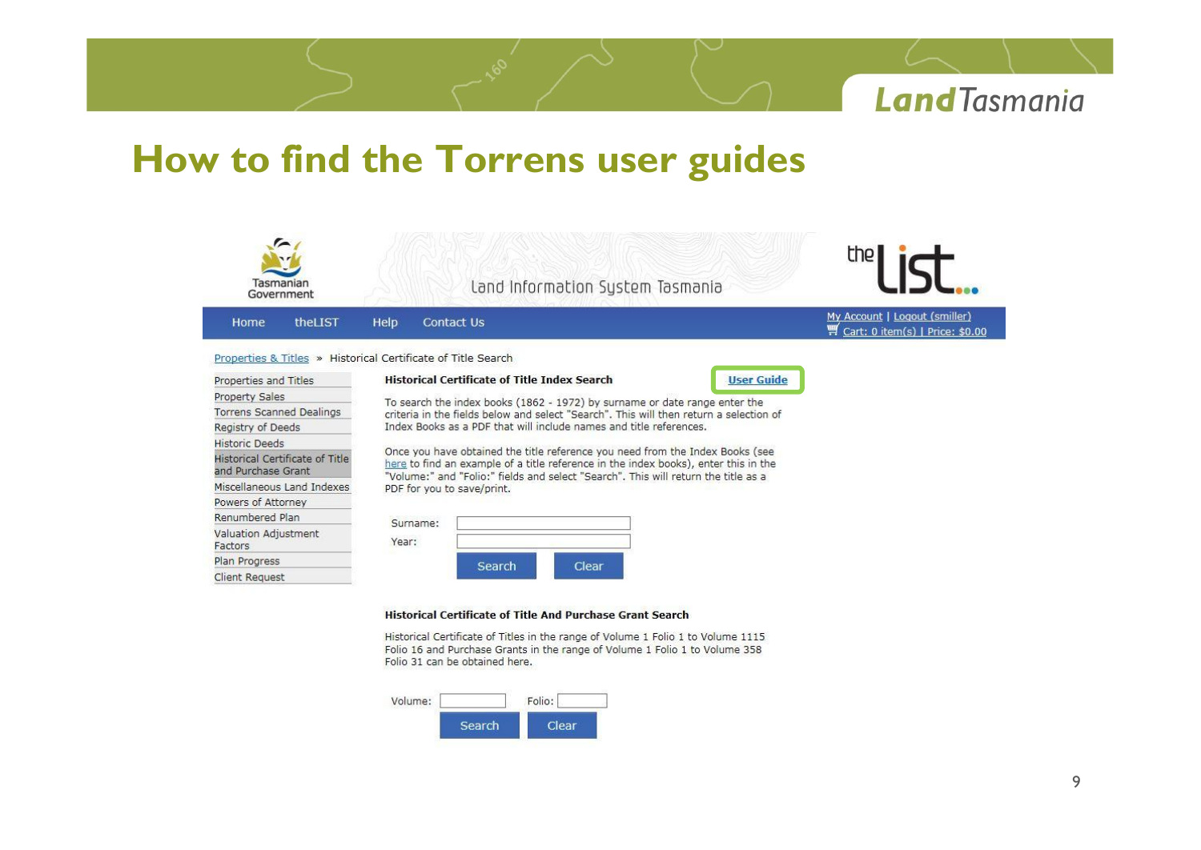# How to find the Torrens user guides

Tasmanian Government

Land Information System Tasmania

theLIST

Home | theLIST | Help | Contact Us

My Account | Logout (smiller)
Cart: 0 item(s) | Price: $0.00

Properties & Titles » Historical Certificate of Title Search

- Properties and Titles
- Property Sales
- Torrens Scanned Dealings
- Registry of Deeds
- Historic Deeds
- Historical Certificate of Title and Purchase Grant
- Miscellaneous Land Indexes
- Powers of Attorney
- Renumbered Plan
- Valuation Adjustment Factors
- Plan Progress
- Client Request

**Historical Certificate of Title Index Search** — User Guide

To search the index books (1862 - 1972) by surname or date range enter the criteria in the fields below and select "Search". This will then return a selection of Index Books as a PDF that will include names and title references.

Once you have obtained the title reference you need from the Index Books (see here to find an example of a title reference in the index books), enter this in the "Volume:" and "Folio:" fields and select "Search". This will return the title as a PDF for you to save/print.

Surname:
Year:

Search | Clear

**Historical Certificate of Title And Purchase Grant Search**

Historical Certificate of Titles in the range of Volume 1 Folio 1 to Volume 1115 Folio 16 and Purchase Grants in the range of Volume 1 Folio 1 to Volume 358 Folio 31 can be obtained here.

Volume: Folio:

Search | Clear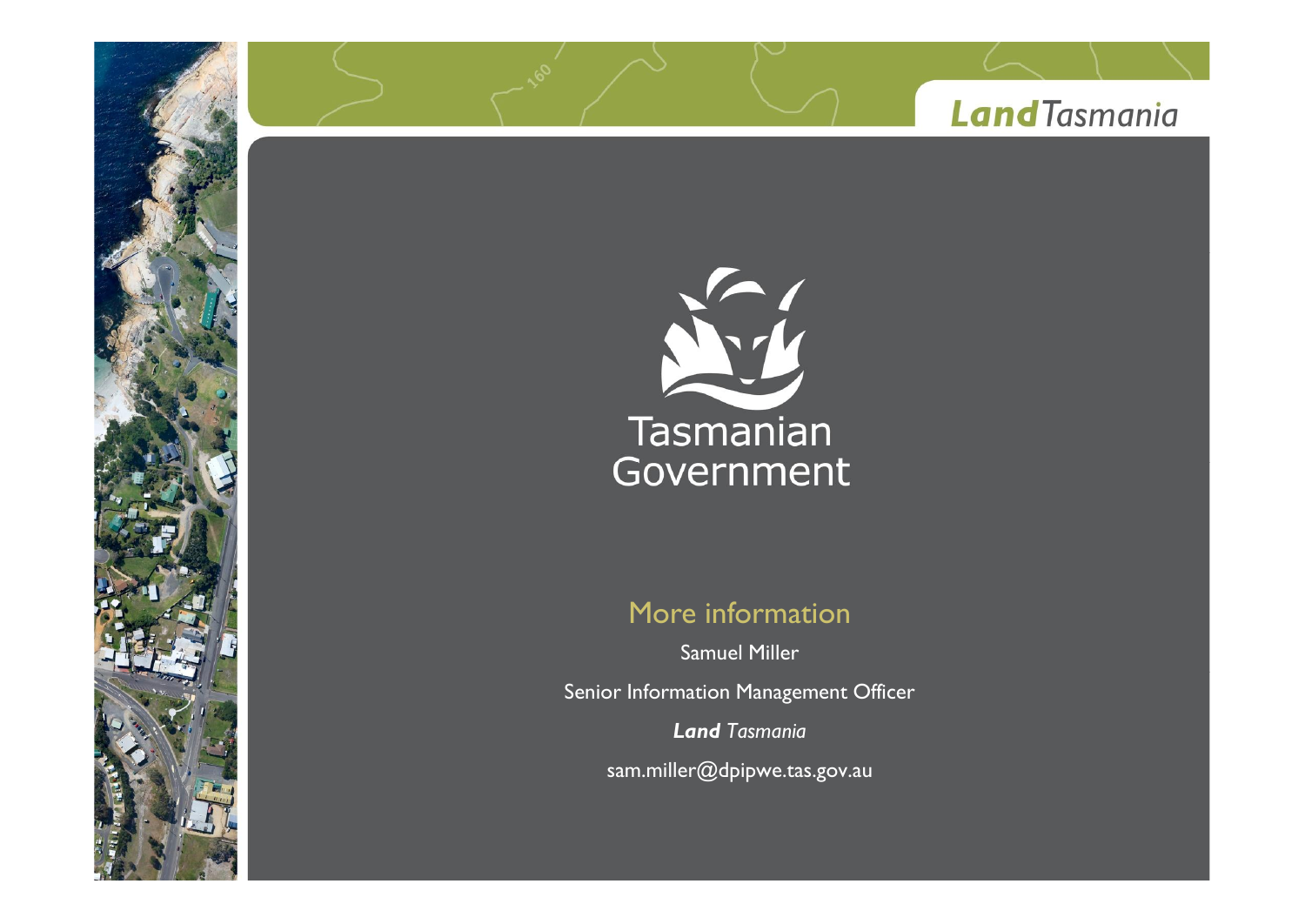*Land Tasmania*

Tasmanian Government

## More information

Samuel Miller

Senior Information Management Officer

***Land** Tasmania*

sam.miller@dpipwe.tas.gov.au